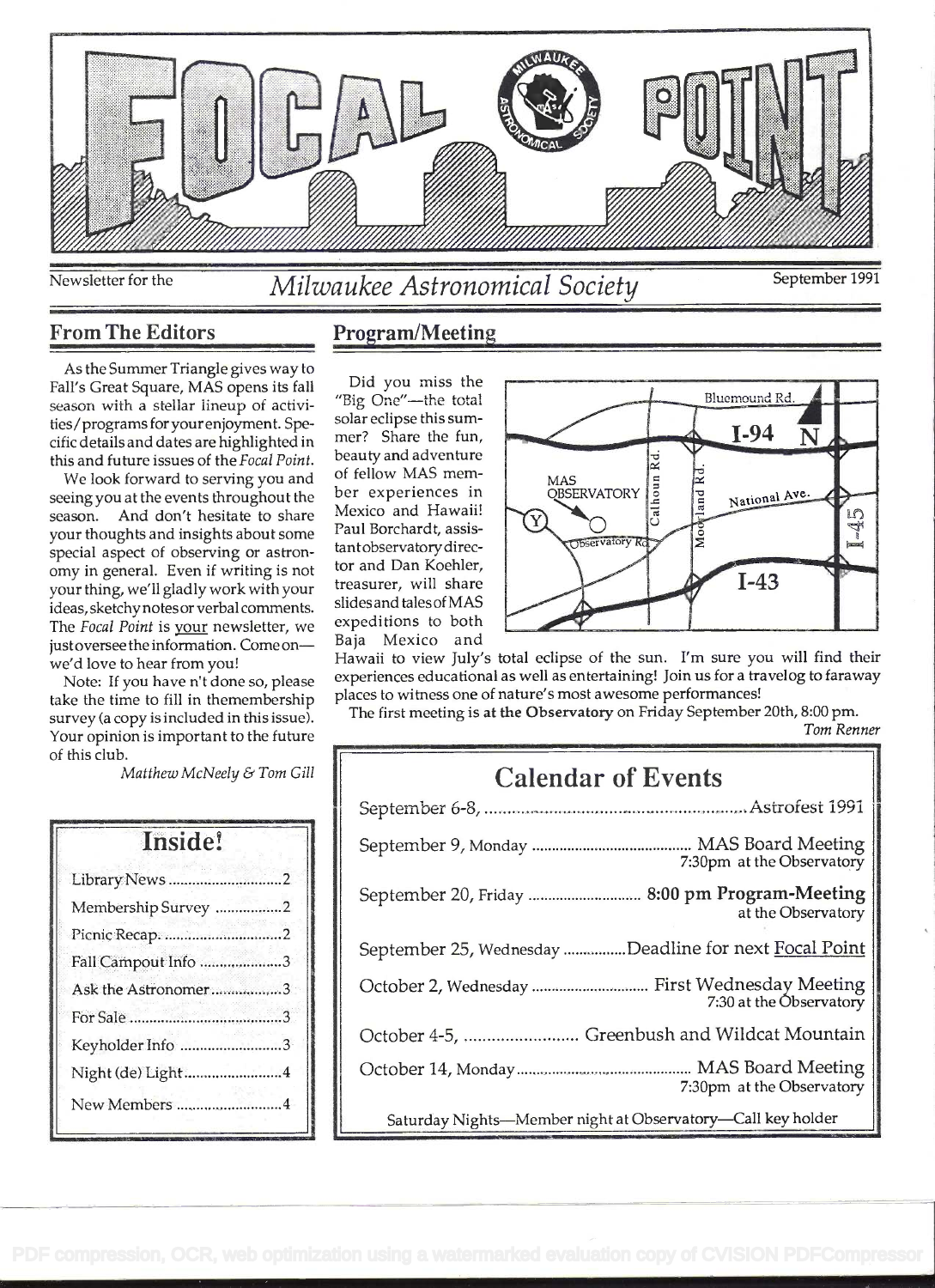# FOCAL POINT

Newsletter for the *Milwaukee Astronomical Society* September 1991

## From The Editors

As the Summer Triangle gives way to Fall's Great Square, MAS opens its fall season with a stellar lineup of activities/programs for your enjoyment. Specific details and dates are highlighted in this and future issues of the *Focal Point*.

We look forward to serving you and seeing you at the events throughout the season. And don't hesitate to share your thoughts and insights about some special aspect of observing or astronomy in general. Even if writing is not your thing, we'll gladly work with your ideas, sketchy notes or verbal comments. The *Focal Point* is your newsletter, we just oversee the information. Come on—we'd love to hear from you!

Note: If you have n't done so, please take the time to fill in themembership survey (a copy is included in this issue). Your opinion is important to the future of this club.

*Matthew McNeely & Tom Gill*

## Inside!

- Library News ........ 2
- Membership Survey ........ 2
- Picnic Recap. ........ 2
- Fall Campout Info ........ 3
- Ask the Astronomer ........ 3
- For Sale ........ 3
- Keyholder Info ........ 3
- Night (de) Light ........ 4
- New Members ........ 4

## Program/Meeting

Did you miss the "Big One"—the total solar eclipse this summer? Share the fun, beauty and adventure of fellow MAS member experiences in Mexico and Hawaii! Paul Borchardt, assistant observatory director and Dan Koehler, treasurer, will share slides and tales of MAS expeditions to both Baja Mexico and Hawaii to view July's total eclipse of the sun. I'm sure you will find their experiences educational as well as entertaining! Join us for a travelog to faraway places to witness one of nature's most awesome performances!

The first meeting is **at the Observatory** on Friday September 20th, 8:00 pm.

*Tom Renner*

## Calendar of Events

| | |
|---|---|
| September 6-8, | Astrofest 1991 |
| September 9, Monday | MAS Board Meeting 7:30pm at the Observatory |
| September 20, Friday | **8:00 pm Program-Meeting** at the Observatory |
| September 25, Wednesday | Deadline for next Focal Point |
| October 2, Wednesday | First Wednesday Meeting 7:30 at the Observatory |
| October 4-5, | Greenbush and Wildcat Mountain |
| October 14, Monday | MAS Board Meeting 7:30pm at the Observatory |

Saturday Nights—Member night at Observatory—Call key holder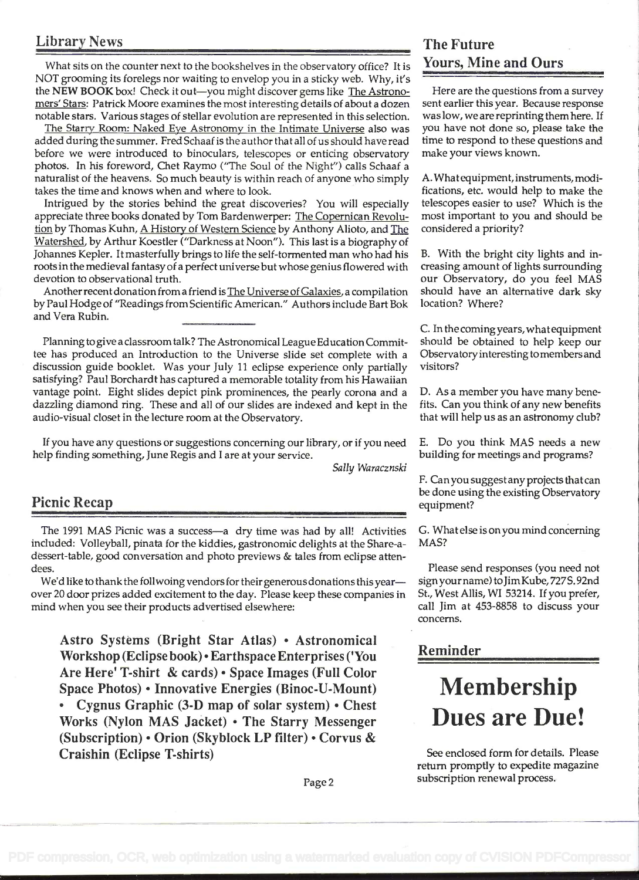## Library News

What sits on the counter next to the bookshelves in the observatory office? It is NOT grooming its forelegs nor waiting to envelop you in a sticky web. Why, it's the **NEW BOOK** box! Check it out—you might discover gems like The Astronomers' Stars: Patrick Moore examines the most interesting details of about a dozen notable stars. Various stages of stellar evolution are represented in this selection.

The Starry Room: Naked Eye Astronomy in the Intimate Universe also was added during the summer. Fred Schaaf is the author that all of us should have read before we were introduced to binoculars, telescopes or enticing observatory photos. In his foreword, Chet Raymo ("The Soul of the Night") calls Schaaf a naturalist of the heavens. So much beauty is within reach of anyone who simply takes the time and knows when and where to look.

Intrigued by the stories behind the great discoveries? You will especially appreciate three books donated by Tom Bardenwerper: The Copernican Revolution by Thomas Kuhn, A History of Western Science by Anthony Alioto, and The Watershed, by Arthur Koestler ("Darkness at Noon"). This last is a biography of Johannes Kepler. It masterfully brings to life the self-tormented man who had his roots in the medieval fantasy of a perfect universe but whose genius flowered with devotion to observational truth.

Another recent donation from a friend is The Universe of Galaxies, a compilation by Paul Hodge of "Readings from Scientific American." Authors include Bart Bok and Vera Rubin.

---

Planning to give a classroom talk? The Astronomical League Education Committee has produced an Introduction to the Universe slide set complete with a discussion guide booklet. Was your July 11 eclipse experience only partially satisfying? Paul Borchardt has captured a memorable totality from his Hawaiian vantage point. Eight slides depict pink prominences, the pearly corona and a dazzling diamond ring. These and all of our slides are indexed and kept in the audio-visual closet in the lecture room at the Observatory.

If you have any questions or suggestions concerning our library, or if you need help finding something, June Regis and I are at your service.

*Sally Waracznski*

## Picnic Recap

The 1991 MAS Picnic was a success—a dry time was had by all! Activities included: Volleyball, pinata for the kiddies, gastronomic delights at the Share-a-dessert-table, good conversation and photo previews & tales from eclipse attendees.

We'd like to thank the follwoing vendors for their generous donations this year—over 20 door prizes added excitement to the day. Please keep these companies in mind when you see their products advertised elsewhere:

**Astro Systems (Bright Star Atlas) • Astronomical Workshop (Eclipse book) • Earthspace Enterprises ('You Are Here' T-shirt & cards) • Space Images (Full Color Space Photos) • Innovative Energies (Binoc-U-Mount) • Cygnus Graphic (3-D map of solar system) • Chest Works (Nylon MAS Jacket) • The Starry Messenger (Subscription) • Orion (Skyblock LP filter) • Corvus & Craishin (Eclipse T-shirts)**

## The Future Yours, Mine and Ours

Here are the questions from a survey sent earlier this year. Because response was low, we are reprinting them here. If you have not done so, please take the time to respond to these questions and make your views known.

A. What equipment, instruments, modifications, etc. would help to make the telescopes easier to use? Which is the most important to you and should be considered a priority?

B. With the bright city lights and increasing amount of lights surrounding our Observatory, do you feel MAS should have an alternative dark sky location? Where?

C. In the coming years, what equipment should be obtained to help keep our Observatory interesting to members and visitors?

D. As a member you have many benefits. Can you think of any new benefits that will help us as an astronomy club?

E. Do you think MAS needs a new building for meetings and programs?

F. Can you suggest any projects that can be done using the existing Observatory equipment?

G. What else is on you mind concerning MAS?

Please send responses (you need not sign your name) to Jim Kube, 727 S. 92nd St., West Allis, WI 53214. If you prefer, call Jim at 453-8858 to discuss your concerns.

## Reminder

# Membership Dues are Due!

See enclosed form for details. Please return promptly to expedite magazine subscription renewal process.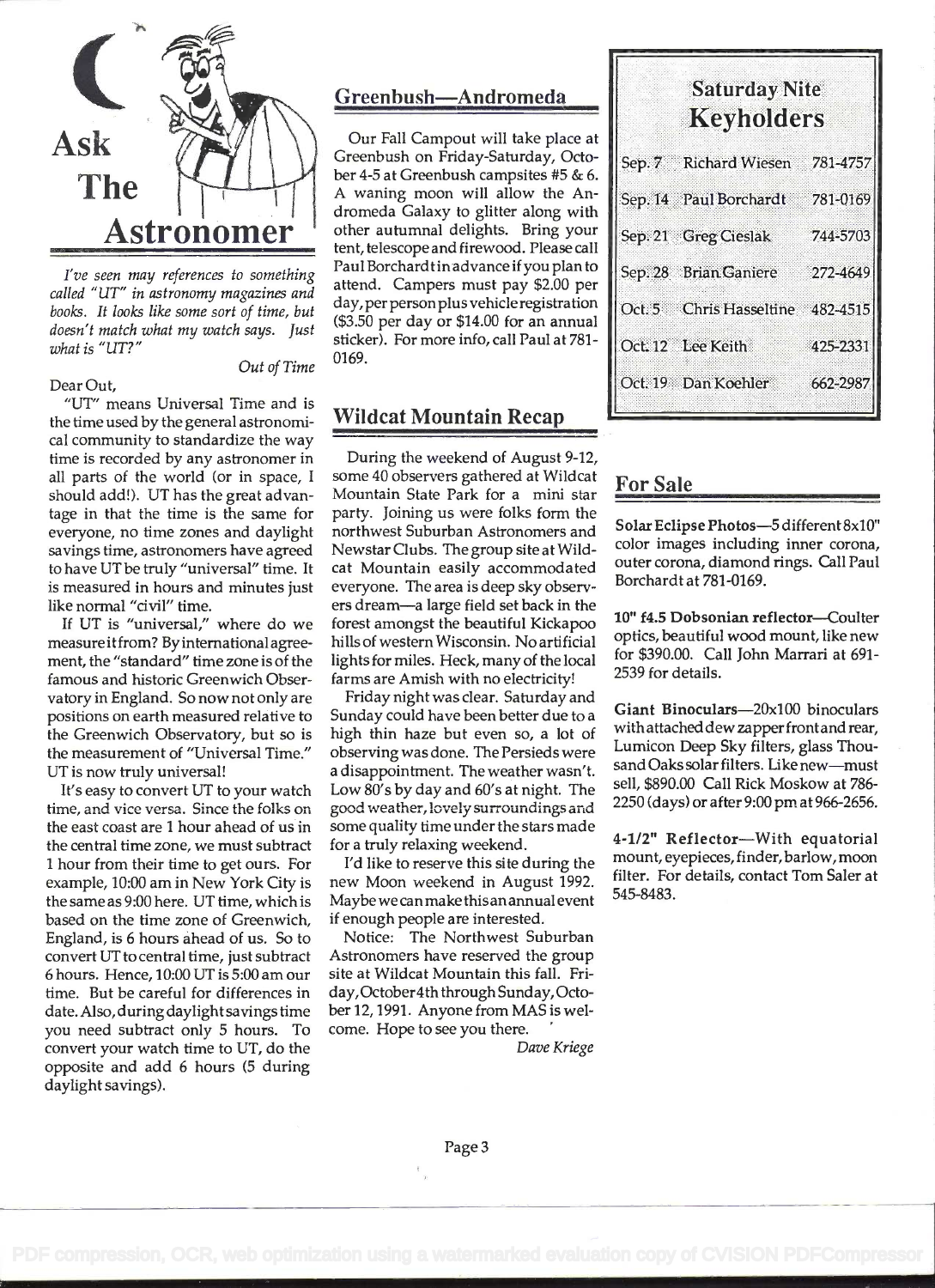# Ask The Astronomer

*I've seen may references to something called "UT" in astronomy magazines and books. It looks like some sort of time, but doesn't match what my watch says. Just what is "UT?"*

*Out of Time*

Dear Out,

"UT" means Universal Time and is the time used by the general astronomical community to standardize the way time is recorded by any astronomer in all parts of the world (or in space, I should add!). UT has the great advantage in that the time is the same for everyone, no time zones and daylight savings time, astronomers have agreed to have UT be truly "universal" time. It is measured in hours and minutes just like normal "civil" time.

If UT is "universal," where do we measure it from? By international agreement, the "standard" time zone is of the famous and historic Greenwich Observatory in England. So now not only are positions on earth measured relative to the Greenwich Observatory, but so is the measurement of "Universal Time." UT is now truly universal!

It's easy to convert UT to your watch time, and vice versa. Since the folks on the east coast are 1 hour ahead of us in the central time zone, we must subtract 1 hour from their time to get ours. For example, 10:00 am in New York City is the same as 9:00 here. UT time, which is based on the time zone of Greenwich, England, is 6 hours ahead of us. So to convert UT to central time, just subtract 6 hours. Hence, 10:00 UT is 5:00 am our time. But be careful for differences in date. Also, during daylight savings time you need subtract only 5 hours. To convert your watch time to UT, do the opposite and add 6 hours (5 during daylight savings).

## Greenbush—Andromeda

Our Fall Campout will take place at Greenbush on Friday-Saturday, October 4-5 at Greenbush campsites #5 & 6. A waning moon will allow the Andromeda Galaxy to glitter along with other autumnal delights. Bring your tent, telescope and firewood. Please call Paul Borchardt in advance if you plan to attend. Campers must pay $2.00 per day, per person plus vehicle registration ($3.50 per day or $14.00 for an annual sticker). For more info, call Paul at 781-0169.

## Wildcat Mountain Recap

During the weekend of August 9-12, some 40 observers gathered at Wildcat Mountain State Park for a mini star party. Joining us were folks form the northwest Suburban Astronomers and Newstar Clubs. The group site at Wildcat Mountain easily accommodated everyone. The area is deep sky observers dream—a large field set back in the forest amongst the beautiful Kickapoo hills of western Wisconsin. No artificial lights for miles. Heck, many of the local farms are Amish with no electricity!

Friday night was clear. Saturday and Sunday could have been better due to a high thin haze but even so, a lot of observing was done. The Persieds were a disappointment. The weather wasn't. Low 80's by day and 60's at night. The good weather, lovely surroundings and some quality time under the stars made for a truly relaxing weekend.

I'd like to reserve this site during the new Moon weekend in August 1992. Maybe we can make this an annual event if enough people are interested.

Notice: The Northwest Suburban Astronomers have reserved the group site at Wildcat Mountain this fall. Friday, October 4th through Sunday, October 12, 1991. Anyone from MAS is welcome. Hope to see you there.

*Dave Kriege*

## Saturday Nite Keyholders

| | | |
|---|---|---|
| Sep. 7 | Richard Wiesen | 781-4757 |
| Sep. 14 | Paul Borchardt | 781-0169 |
| Sep. 21 | Greg Cieslak | 744-5703 |
| Sep. 28 | Brian Ganiere | 272-4649 |
| Oct. 5 | Chris Hasseltine | 482-4515 |
| Oct. 12 | Lee Keith | 425-2331 |
| Oct. 19 | Dan Koehler | 662-2987 |

## For Sale

**Solar Eclipse Photos**—5 different 8x10" color images including inner corona, outer corona, diamond rings. Call Paul Borchardt at 781-0169.

**10" f4.5 Dobsonian reflector**—Coulter optics, beautiful wood mount, like new for $390.00. Call John Marrari at 691-2539 for details.

**Giant Binoculars**—20x100 binoculars with attached dew zapper front and rear, Lumicon Deep Sky filters, glass Thousand Oaks solar filters. Like new—must sell, $890.00 Call Rick Moskow at 786-2250 (days) or after 9:00 pm at 966-2656.

**4-1/2" Reflector**—With equatorial mount, eyepieces, finder, barlow, moon filter. For details, contact Tom Saler at 545-8483.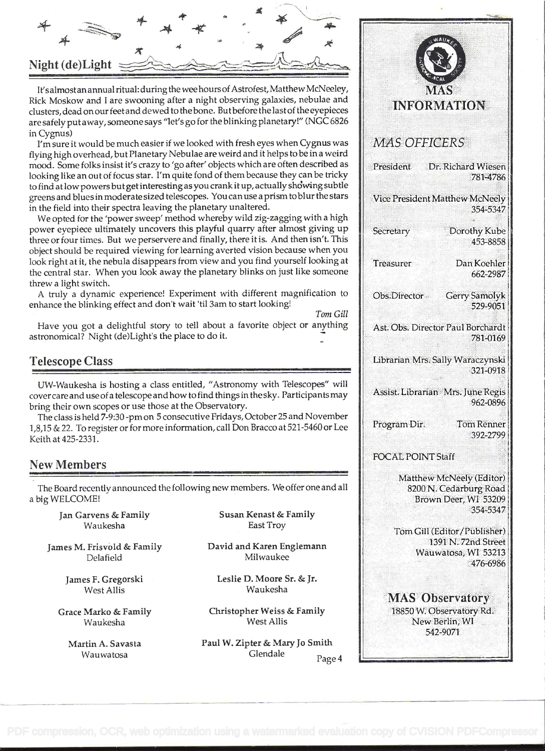## Night (de)Light

It's almost an annual ritual: during the wee hours of Astrofest, Matthew McNeeley, Rick Moskow and I are swooning after a night observing galaxies, nebulae and clusters, dead on our feet and dewed to the bone. But before the last of the eyepieces are safely put away, someone says "let's go for the blinking planetary!" (NGC 6826 in Cygnus)

I'm sure it would be much easier if we looked with fresh eyes when Cygnus was flying high overhead, but Planetary Nebulae are weird and it helps to be in a weird mood. Some folks insist it's crazy to 'go after' objects which are often described as looking like an out of focus star. I'm quite fond of them because they can be tricky to find at low powers but get interesting as you crank it up, actually showing subtle greens and blues in moderate sized telescopes. You can use a prism to blur the stars in the field into their spectra leaving the planetary unaltered.

We opted for the 'power sweep' method whereby wild zig-zagging with a high power eyepiece ultimately uncovers this playful quarry after almost giving up three or four times. But we perservere and finally, there it is. And then isn't. This object should be required viewing for learning averted vision because when you look right at it, the nebula disappears from view and you find yourself looking at the central star. When you look away the planetary blinks on just like someone threw a light switch.

A truly a dynamic experience! Experiment with different magnification to enhance the blinking effect and don't wait 'til 3am to start looking!

*Tom Gill*

Have you got a delightful story to tell about a favorite object or anything astronomical? Night (de)Light's the place to do it.

## Telescope Class

UW-Waukesha is hosting a class entitled, "Astronomy with Telescopes" will cover care and use of a telescope and how to find things in the sky. Participants may bring their own scopes or use those at the Observatory.

The class is held 7-9:30 -pm on 5 consecutive Fridays, October 25 and November 1,8,15 & 22. To register or for more information, call Don Bracco at 521-5460 or Lee Keith at 425-2331.

## New Members

The Board recently announced the following new members. We offer one and all a big WELCOME!

Jan Garvens & Family
Waukesha

James M. Frisvold & Family
Delafield

James F. Gregorski
West Allis

Grace Marko & Family
Waukesha

Martin A. Savasta
Wauwatosa

Susan Kenast & Family
East Troy

David and Karen Englemann
Milwaukee

Leslie D. Moore Sr. & Jr.
Waukesha

Christopher Weiss & Family
West Allis

Paul W. Zipter & Mary Jo Smith
Glendale

## MAS INFORMATION

### MAS OFFICERS

President — Dr. Richard Wiesen, 781-4786

Vice President — Matthew McNeely, 354-5347

Secretary — Dorothy Kube, 453-8858

Treasurer — Dan Koehler, 662-2987

Obs. Director — Gerry Samolyk, 529-9051

Ast. Obs. Director — Paul Borchardt, 781-0169

Librarian — Mrs. Sally Waraczynski, 321-0918

Assist. Librarian — Mrs. June Regis, 962-0896

Program Dir. — Tom Renner, 392-2799

### FOCAL POINT Staff

Matthew McNeely (Editor)
8200 N. Cedarburg Road
Brown Deer, WI 53209
354-5347

Tom Gill (Editor/Publisher)
1391 N. 72nd Street
Wauwatosa, WI 53213
476-6986

### MAS Observatory

18850 W. Observatory Rd.
New Berlin, WI
542-9071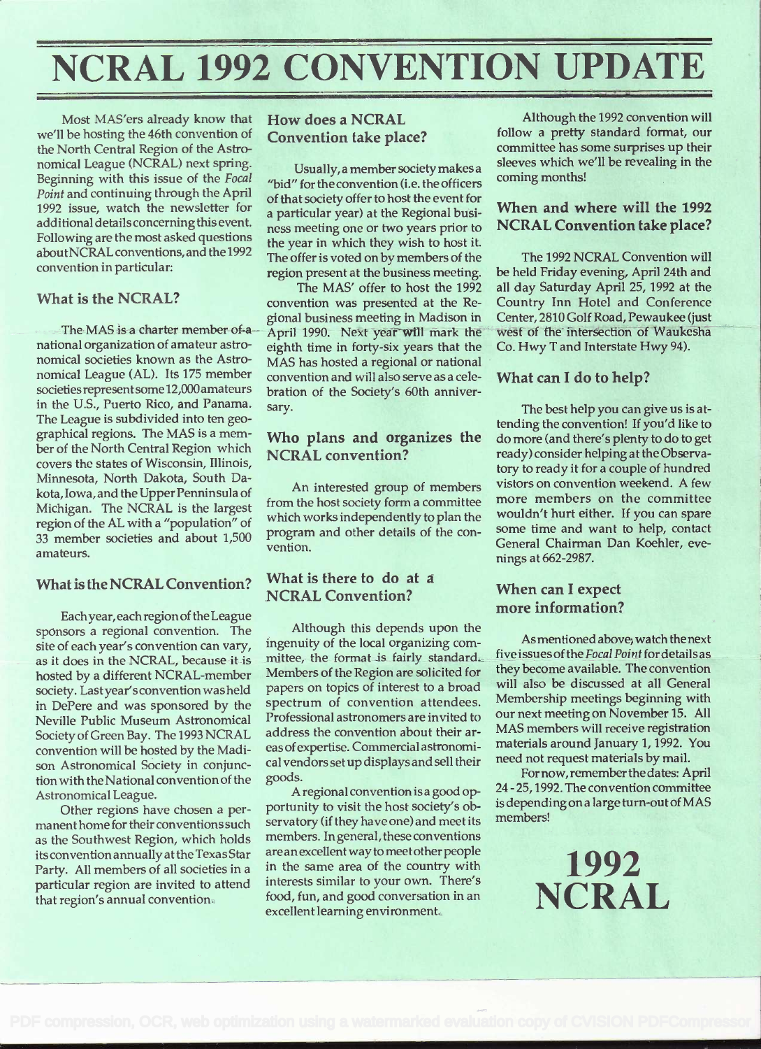# NCRAL 1992 CONVENTION UPDATE

Most MAS'ers already know that we'll be hosting the 46th convention of the North Central Region of the Astronomical League (NCRAL) next spring. Beginning with this issue of the *Focal Point* and continuing through the April 1992 issue, watch the newsletter for additional details concerning this event. Following are the most asked questions about NCRAL conventions, and the 1992 convention in particular:

### What is the NCRAL?

The MAS is a charter member of a national organization of amateur astronomical societies known as the Astronomical League (AL). Its 175 member societies represent some 12,000 amateurs in the U.S., Puerto Rico, and Panama. The League is subdivided into ten geographical regions. The MAS is a member of the North Central Region which covers the states of Wisconsin, Illinois, Minnesota, North Dakota, South Dakota, Iowa, and the Upper Penninsula of Michigan. The NCRAL is the largest region of the AL with a "population" of 33 member societies and about 1,500 amateurs.

### What is the NCRAL Convention?

Each year, each region of the League sponsors a regional convention. The site of each year's convention can vary, as it does in the NCRAL, because it is hosted by a different NCRAL-member society. Last year's convention was held in DePere and was sponsored by the Neville Public Museum Astronomical Society of Green Bay. The 1993 NCRAL convention will be hosted by the Madison Astronomical Society in conjunction with the National convention of the Astronomical League.

Other regions have chosen a permanent home for their conventions such as the Southwest Region, which holds its convention annually at the Texas Star Party. All members of all societies in a particular region are invited to attend that region's annual convention.

### How does a NCRAL Convention take place?

Usually, a member society makes a "bid" for the convention (i.e. the officers of that society offer to host the event for a particular year) at the Regional business meeting one or two years prior to the year in which they wish to host it. The offer is voted on by members of the region present at the business meeting.

The MAS' offer to host the 1992 convention was presented at the Regional business meeting in Madison in April 1990. Next year will mark the eighth time in forty-six years that the MAS has hosted a regional or national convention and will also serve as a celebration of the Society's 60th anniversary.

### Who plans and organizes the NCRAL convention?

An interested group of members from the host society form a committee which works independently to plan the program and other details of the convention.

### What is there to do at a NCRAL Convention?

Although this depends upon the ingenuity of the local organizing committee, the format is fairly standard. Members of the Region are solicited for papers on topics of interest to a broad spectrum of convention attendees. Professional astronomers are invited to address the convention about their areas of expertise. Commercial astronomical vendors set up displays and sell their goods.

A regional convention is a good opportunity to visit the host society's observatory (if they have one) and meet its members. In general, these conventions are an excellent way to meet other people in the same area of the country with interests similar to your own. There's food, fun, and good conversation in an excellent learning environment.

Although the 1992 convention will follow a pretty standard format, our committee has some surprises up their sleeves which we'll be revealing in the coming months!

### When and where will the 1992 NCRAL Convention take place?

The 1992 NCRAL Convention will be held Friday evening, April 24th and all day Saturday April 25, 1992 at the Country Inn Hotel and Conference Center, 2810 Golf Road, Pewaukee (just west of the intersection of Waukesha Co. Hwy T and Interstate Hwy 94).

### What can I do to help?

The best help you can give us is attending the convention! If you'd like to do more (and there's plenty to do to get ready) consider helping at the Observatory to ready it for a couple of hundred vistors on convention weekend. A few more members on the committee wouldn't hurt either. If you can spare some time and want to help, contact General Chairman Dan Koehler, evenings at 662-2987.

### When can I expect more information?

As mentioned above, watch the next five issues of the *Focal Point* for details as they become available. The convention will also be discussed at all General Membership meetings beginning with our next meeting on November 15. All MAS members will receive registration materials around January 1, 1992. You need not request materials by mail.

For now, remember the dates: April 24 - 25, 1992. The convention committee is depending on a large turn-out of MAS members!

**1992 NCRAL**